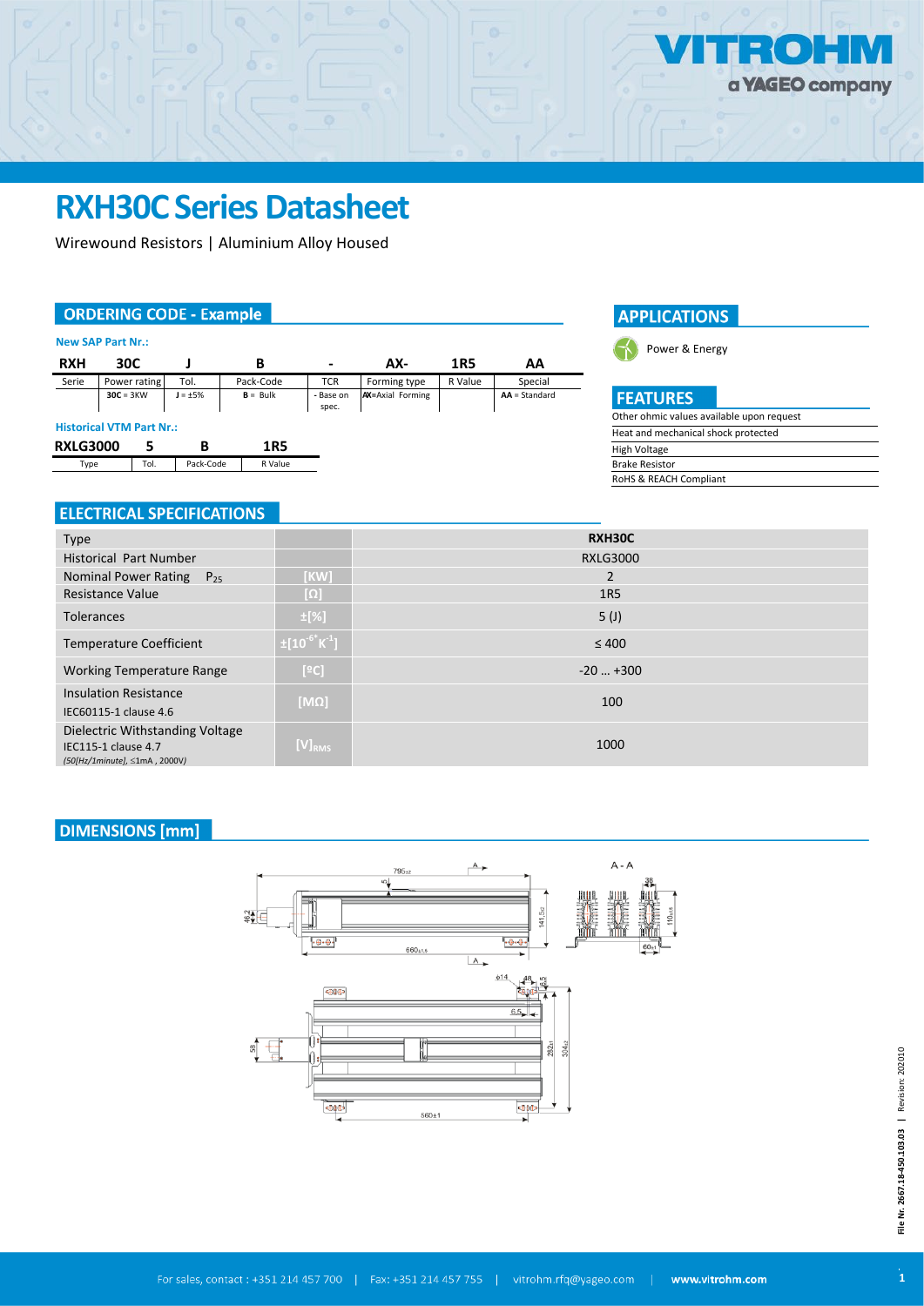# RXH30C Series Datasheet

Wirewound Resistors | Aluminium Alloy Housed

## ORDERING CODE - Example

**New SAP Part Nr.:**

| RXH | 30C | J | B | - | AX- | 1R5 | AA |
|---|---|---|---|---|---|---|---|
| Serie | Power rating | Tol. | Pack-Code | TCR | Forming type | R Value | Special |
| | **30C** = 3KW | **J** = ±5% | **B** = Bulk | - Base on spec. | **AX**=Axial Forming | | **AA** = Standard |

**Historical VTM Part Nr.:**

| RXLG3000 | 5 | B | 1R5 |
|---|---|---|---|
| Type | Tol. | Pack-Code | R Value |

## APPLICATIONS

Power & Energy

## FEATURES

- Other ohmic values available upon request
- Heat and mechanical shock protected
- High Voltage
- Brake Resistor
- RoHS & REACH Compliant

## ELECTRICAL SPECIFICATIONS

| Type | | RXH30C |
|---|---|---|
| Historical Part Number | | RXLG3000 |
| Nominal Power Rating $P_{25}$ | [KW] | 2 |
| Resistance Value | [Ω] | 1R5 |
| Tolerances | ±[%] | 5 (J) |
| Temperature Coefficient | $\pm[10^{-6}K^{-1}]$ | ≤ 400 |
| Working Temperature Range | [ºC] | -20 … +300 |
| Insulation Resistance<br>IEC60115-1 clause 4.6 | [MΩ] | 100 |
| Dielectric Withstanding Voltage<br>IEC115-1 clause 4.7<br>*(50[Hz/1minute], ≤1mA , 2000V)* | $[V]_{RMS}$ | 1000 |

## DIMENSIONS [mm]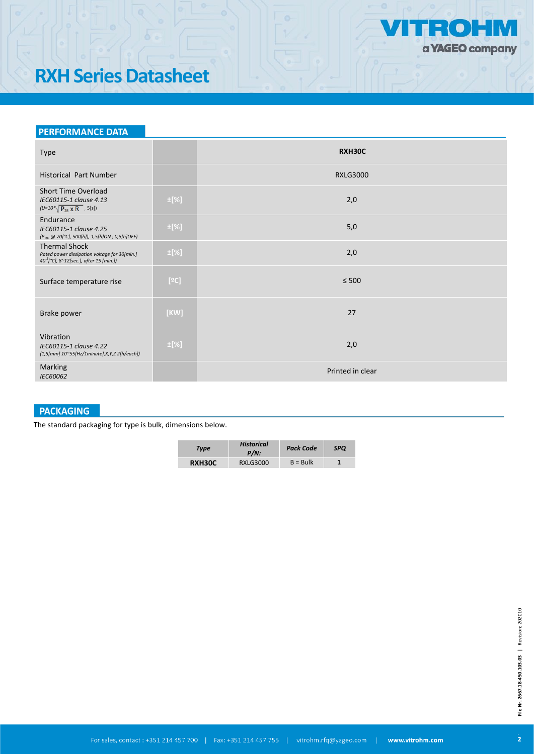# RXH Series Datasheet

## PERFORMANCE DATA

| Type | | RXH30C |
|---|---|---|
| Historical Part Number | | RXLG3000 |
| Short Time Overload<br>*IEC60115-1 clause 4.13*<br>*(U=10\*$\sqrt{P_{25} \times R}$ , 5[s])* | ±[%] | 2,0 |
| Endurance<br>*IEC60115-1 clause 4.25*<br>*($P_{70r}$ @ 70[°C], 500[h]), 1,5[h]ON ; 0,5[h]OFF)* | ±[%] | 5,0 |
| Thermal Shock<br>*Rated power dissipation voltage for 30[min.]*<br>*$40^{5}$[°C], 8~12[sec.], after 15 [min.])* | ±[%] | 2,0 |
| Surface temperature rise | [ºC] | ≤ 500 |
| Brake power | [KW] | 27 |
| Vibration<br>*IEC60115-1 clause 4.22*<br>*(1,5[mm] 10~55[Hz/1minute],X,Y,Z 2[h/each])* | ±[%] | 2,0 |
| Marking<br>*IEC60062* | | Printed in clear |

## PACKAGING

The standard packaging for type is bulk, dimensions below.

| *Type* | *Historical P/N:* | *Pack Code* | *SPQ* |
|---|---|---|---|
| **RXH30C** | RXLG3000 | B = Bulk | **1** |

File Nr. 2667.18-450.103.03 | Revision: 202010

For sales, contact : +351 214 457 700 | Fax: +351 214 457 755 | vitrohm.rfq@yageo.com | www.vitrohm.com